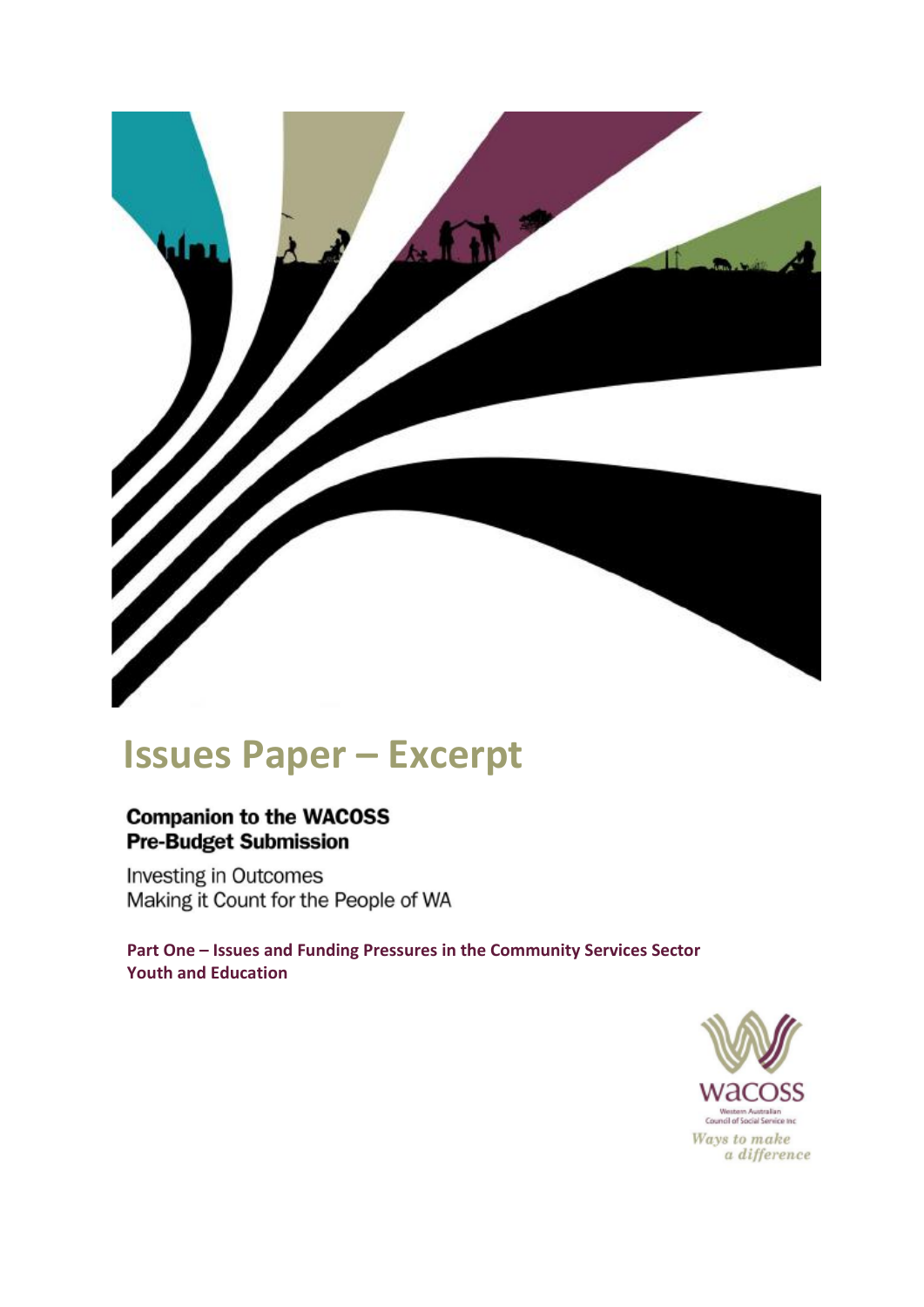# Issues Paper – Excerpt

**Companion to the WACOSS Pre-Budget Submission**

Investing in Outcomes
Making it Count for the People of WA

**Part One – Issues and Funding Pressures in the Community Services Sector**
**Youth and Education**

WACOSS
Western Australian Council of Social Service Inc
*Ways to make a difference*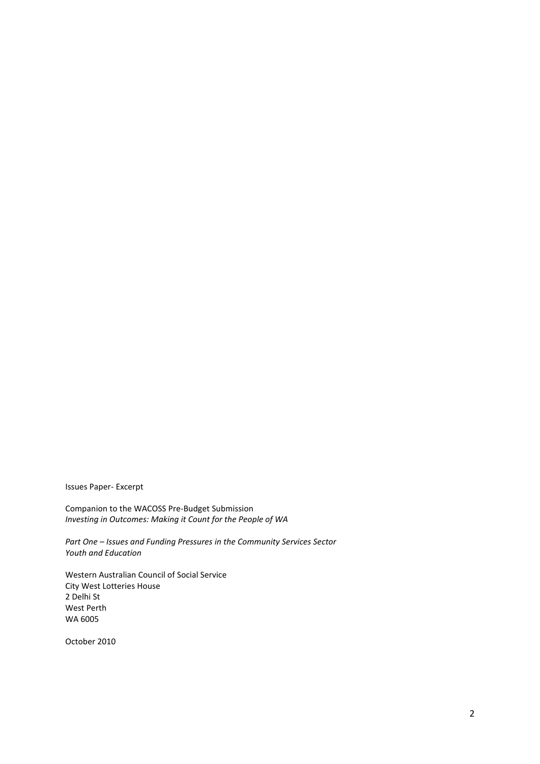Issues Paper- Excerpt

Companion to the WACOSS Pre-Budget Submission
*Investing in Outcomes: Making it Count for the People of WA*

*Part One – Issues and Funding Pressures in the Community Services Sector*
*Youth and Education*

Western Australian Council of Social Service
City West Lotteries House
2 Delhi St
West Perth
WA 6005

October 2010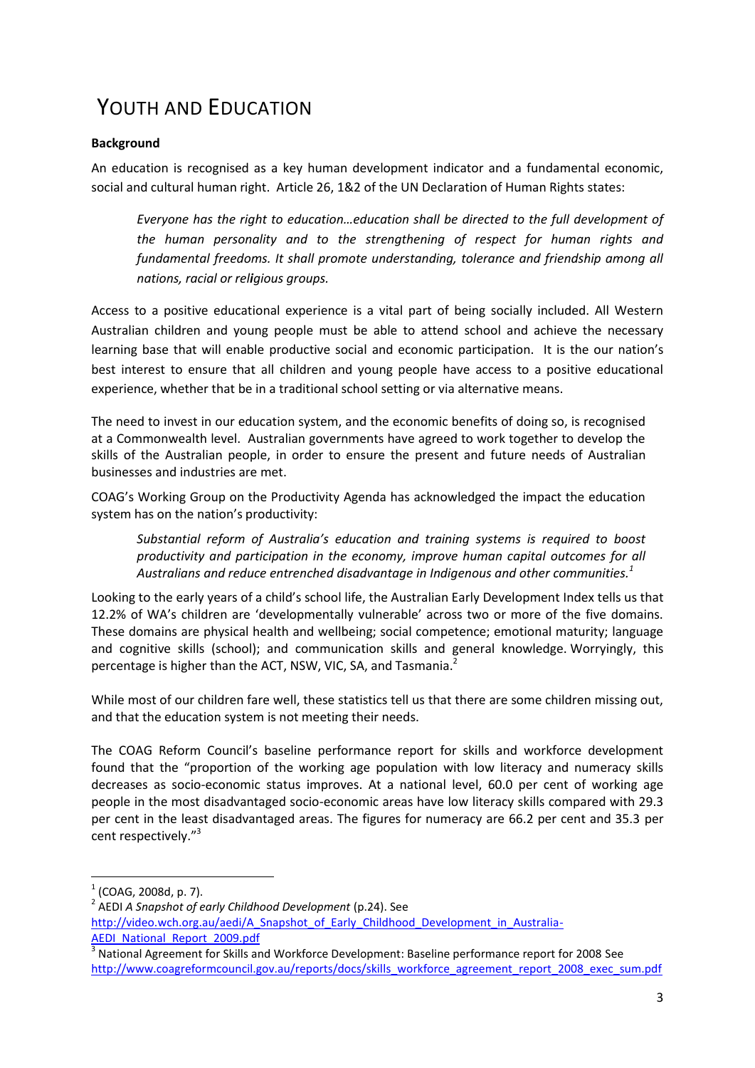# YOUTH AND EDUCATION

**Background**

An education is recognised as a key human development indicator and a fundamental economic, social and cultural human right. Article 26, 1&2 of the UN Declaration of Human Rights states:

> *Everyone has the right to education…education shall be directed to the full development of the human personality and to the strengthening of respect for human rights and fundamental freedoms. It shall promote understanding, tolerance and friendship among all nations, racial or religious groups.*

Access to a positive educational experience is a vital part of being socially included. All Western Australian children and young people must be able to attend school and achieve the necessary learning base that will enable productive social and economic participation. It is the our nation's best interest to ensure that all children and young people have access to a positive educational experience, whether that be in a traditional school setting or via alternative means.

The need to invest in our education system, and the economic benefits of doing so, is recognised at a Commonwealth level. Australian governments have agreed to work together to develop the skills of the Australian people, in order to ensure the present and future needs of Australian businesses and industries are met.

COAG's Working Group on the Productivity Agenda has acknowledged the impact the education system has on the nation's productivity:

> *Substantial reform of Australia's education and training systems is required to boost productivity and participation in the economy, improve human capital outcomes for all Australians and reduce entrenched disadvantage in Indigenous and other communities.*[1]

Looking to the early years of a child's school life, the Australian Early Development Index tells us that 12.2% of WA's children are 'developmentally vulnerable' across two or more of the five domains. These domains are physical health and wellbeing; social competence; emotional maturity; language and cognitive skills (school); and communication skills and general knowledge. Worryingly, this percentage is higher than the ACT, NSW, VIC, SA, and Tasmania.[2]

While most of our children fare well, these statistics tell us that there are some children missing out, and that the education system is not meeting their needs.

The COAG Reform Council's baseline performance report for skills and workforce development found that the "proportion of the working age population with low literacy and numeracy skills decreases as socio-economic status improves. At a national level, 60.0 per cent of working age people in the most disadvantaged socio-economic areas have low literacy skills compared with 29.3 per cent in the least disadvantaged areas. The figures for numeracy are 66.2 per cent and 35.3 per cent respectively."[3]

---

[1] (COAG, 2008d, p. 7).

[2] AEDI *A Snapshot of early Childhood Development* (p.24). See http://video.wch.org.au/aedi/A_Snapshot_of_Early_Childhood_Development_in_Australia-AEDI_National_Report_2009.pdf

[3] National Agreement for Skills and Workforce Development: Baseline performance report for 2008 See http://www.coagreformcouncil.gov.au/reports/docs/skills_workforce_agreement_report_2008_exec_sum.pdf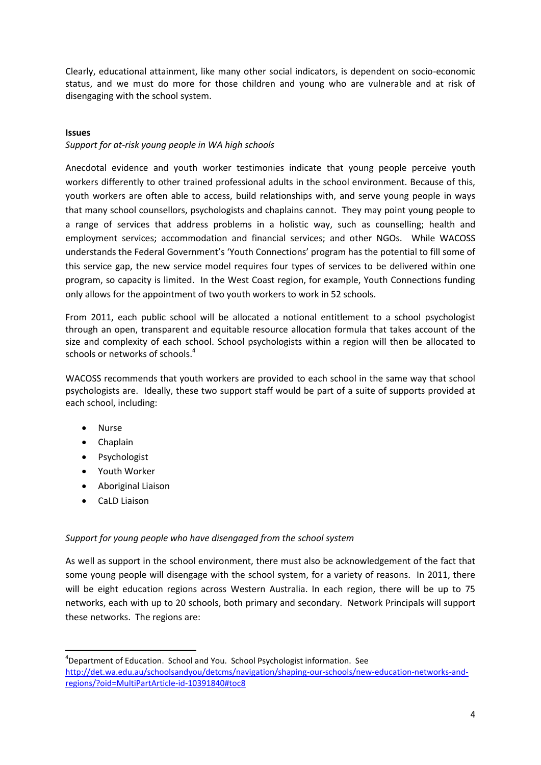Clearly, educational attainment, like many other social indicators, is dependent on socio-economic status, and we must do more for those children and young who are vulnerable and at risk of disengaging with the school system.

**Issues**

*Support for at-risk young people in WA high schools*

Anecdotal evidence and youth worker testimonies indicate that young people perceive youth workers differently to other trained professional adults in the school environment. Because of this, youth workers are often able to access, build relationships with, and serve young people in ways that many school counsellors, psychologists and chaplains cannot. They may point young people to a range of services that address problems in a holistic way, such as counselling; health and employment services; accommodation and financial services; and other NGOs. While WACOSS understands the Federal Government's 'Youth Connections' program has the potential to fill some of this service gap, the new service model requires four types of services to be delivered within one program, so capacity is limited. In the West Coast region, for example, Youth Connections funding only allows for the appointment of two youth workers to work in 52 schools.

From 2011, each public school will be allocated a notional entitlement to a school psychologist through an open, transparent and equitable resource allocation formula that takes account of the size and complexity of each school. School psychologists within a region will then be allocated to schools or networks of schools.[4]

WACOSS recommends that youth workers are provided to each school in the same way that school psychologists are. Ideally, these two support staff would be part of a suite of supports provided at each school, including:

- Nurse
- Chaplain
- Psychologist
- Youth Worker
- Aboriginal Liaison
- CaLD Liaison

*Support for young people who have disengaged from the school system*

As well as support in the school environment, there must also be acknowledgement of the fact that some young people will disengage with the school system, for a variety of reasons. In 2011, there will be eight education regions across Western Australia. In each region, there will be up to 75 networks, each with up to 20 schools, both primary and secondary. Network Principals will support these networks. The regions are:

---

[4]Department of Education. School and You. School Psychologist information. See http://det.wa.edu.au/schoolsandyou/detcms/navigation/shaping-our-schools/new-education-networks-and-regions/?oid=MultiPartArticle-id-10391840#toc8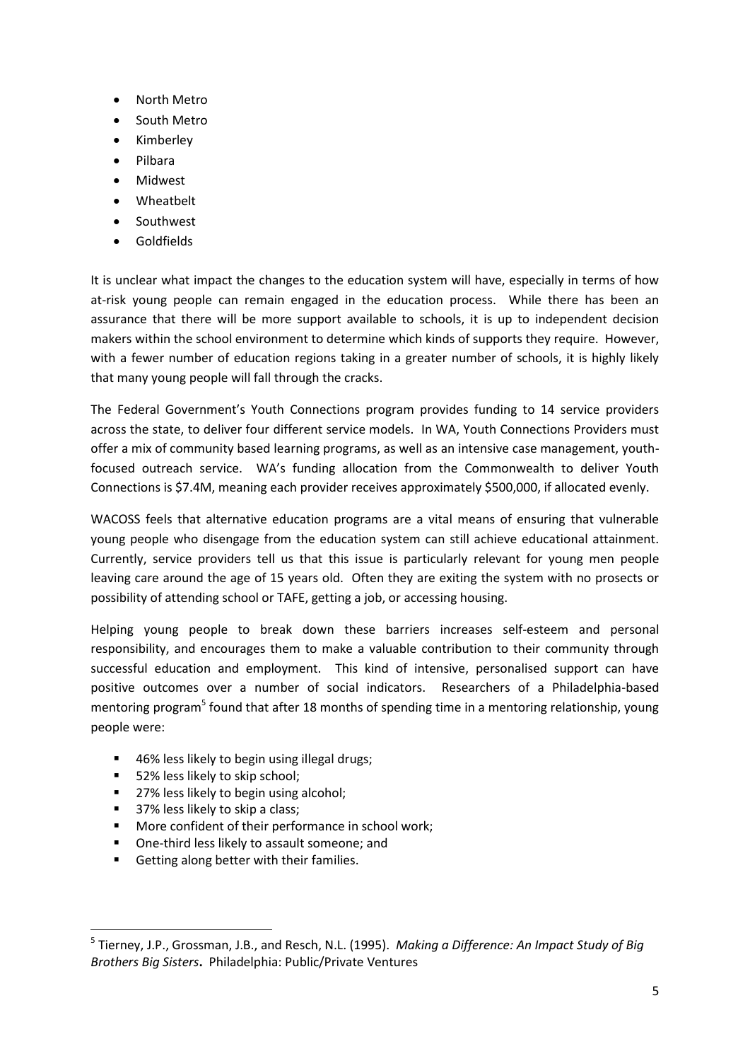- North Metro
- South Metro
- Kimberley
- Pilbara
- Midwest
- Wheatbelt
- Southwest
- Goldfields

It is unclear what impact the changes to the education system will have, especially in terms of how at-risk young people can remain engaged in the education process. While there has been an assurance that there will be more support available to schools, it is up to independent decision makers within the school environment to determine which kinds of supports they require. However, with a fewer number of education regions taking in a greater number of schools, it is highly likely that many young people will fall through the cracks.

The Federal Government's Youth Connections program provides funding to 14 service providers across the state, to deliver four different service models. In WA, Youth Connections Providers must offer a mix of community based learning programs, as well as an intensive case management, youth-focused outreach service. WA's funding allocation from the Commonwealth to deliver Youth Connections is $7.4M, meaning each provider receives approximately $500,000, if allocated evenly.

WACOSS feels that alternative education programs are a vital means of ensuring that vulnerable young people who disengage from the education system can still achieve educational attainment. Currently, service providers tell us that this issue is particularly relevant for young men people leaving care around the age of 15 years old. Often they are exiting the system with no prosects or possibility of attending school or TAFE, getting a job, or accessing housing.

Helping young people to break down these barriers increases self-esteem and personal responsibility, and encourages them to make a valuable contribution to their community through successful education and employment. This kind of intensive, personalised support can have positive outcomes over a number of social indicators. Researchers of a Philadelphia-based mentoring program[5] found that after 18 months of spending time in a mentoring relationship, young people were:

- 46% less likely to begin using illegal drugs;
- 52% less likely to skip school;
- 27% less likely to begin using alcohol;
- 37% less likely to skip a class;
- More confident of their performance in school work;
- One-third less likely to assault someone; and
- Getting along better with their families.

[5] Tierney, J.P., Grossman, J.B., and Resch, N.L. (1995). *Making a Difference: An Impact Study of Big Brothers Big Sisters*. Philadelphia: Public/Private Ventures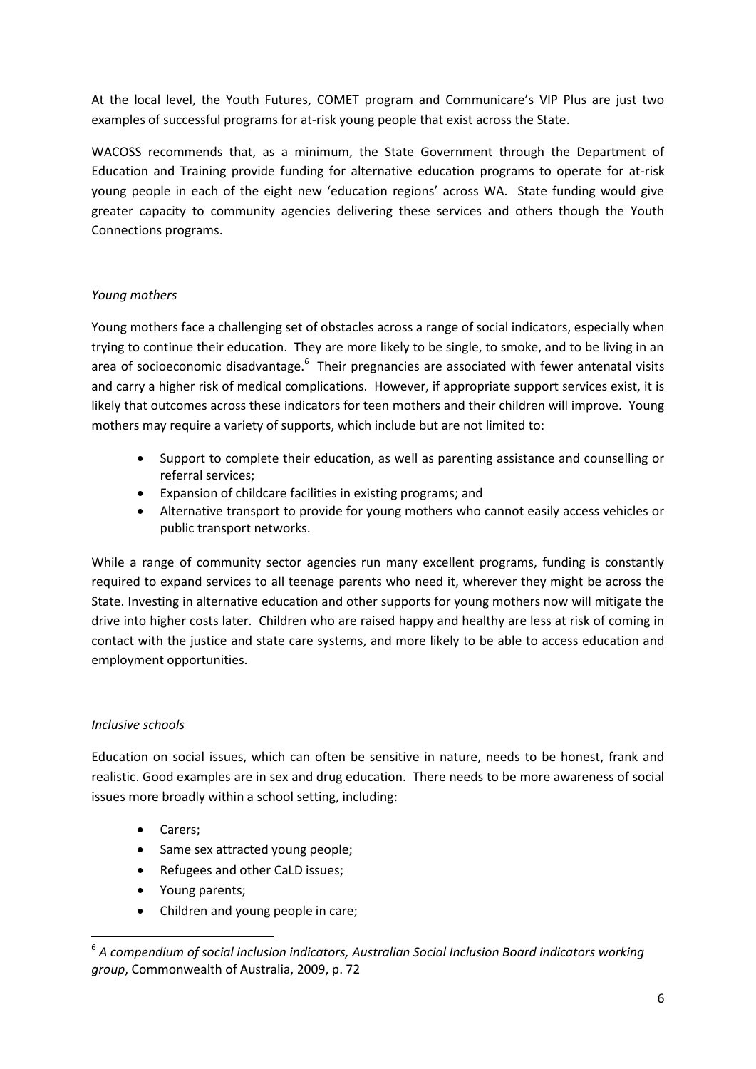At the local level, the Youth Futures, COMET program and Communicare's VIP Plus are just two examples of successful programs for at-risk young people that exist across the State.

WACOSS recommends that, as a minimum, the State Government through the Department of Education and Training provide funding for alternative education programs to operate for at-risk young people in each of the eight new 'education regions' across WA. State funding would give greater capacity to community agencies delivering these services and others though the Youth Connections programs.

*Young mothers*

Young mothers face a challenging set of obstacles across a range of social indicators, especially when trying to continue their education. They are more likely to be single, to smoke, and to be living in an area of socioeconomic disadvantage.[6] Their pregnancies are associated with fewer antenatal visits and carry a higher risk of medical complications. However, if appropriate support services exist, it is likely that outcomes across these indicators for teen mothers and their children will improve. Young mothers may require a variety of supports, which include but are not limited to:

- Support to complete their education, as well as parenting assistance and counselling or referral services;
- Expansion of childcare facilities in existing programs; and
- Alternative transport to provide for young mothers who cannot easily access vehicles or public transport networks.

While a range of community sector agencies run many excellent programs, funding is constantly required to expand services to all teenage parents who need it, wherever they might be across the State. Investing in alternative education and other supports for young mothers now will mitigate the drive into higher costs later. Children who are raised happy and healthy are less at risk of coming in contact with the justice and state care systems, and more likely to be able to access education and employment opportunities.

*Inclusive schools*

Education on social issues, which can often be sensitive in nature, needs to be honest, frank and realistic. Good examples are in sex and drug education. There needs to be more awareness of social issues more broadly within a school setting, including:

- Carers;
- Same sex attracted young people;
- Refugees and other CaLD issues;
- Young parents;
- Children and young people in care;

[6] *A compendium of social inclusion indicators, Australian Social Inclusion Board indicators working group*, Commonwealth of Australia, 2009, p. 72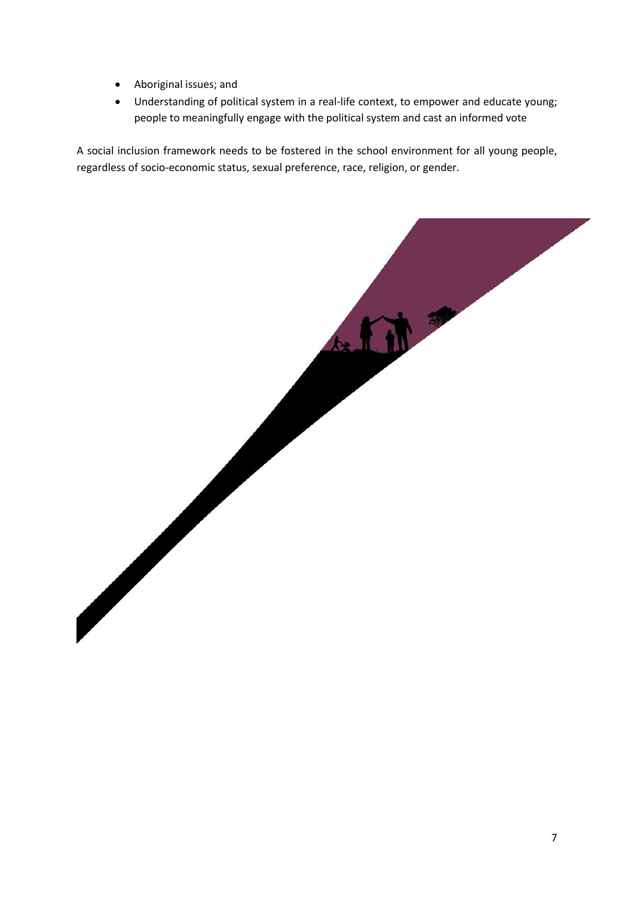- Aboriginal issues; and
- Understanding of political system in a real-life context, to empower and educate young; people to meaningfully engage with the political system and cast an informed vote

A social inclusion framework needs to be fostered in the school environment for all young people, regardless of socio-economic status, sexual preference, race, religion, or gender.